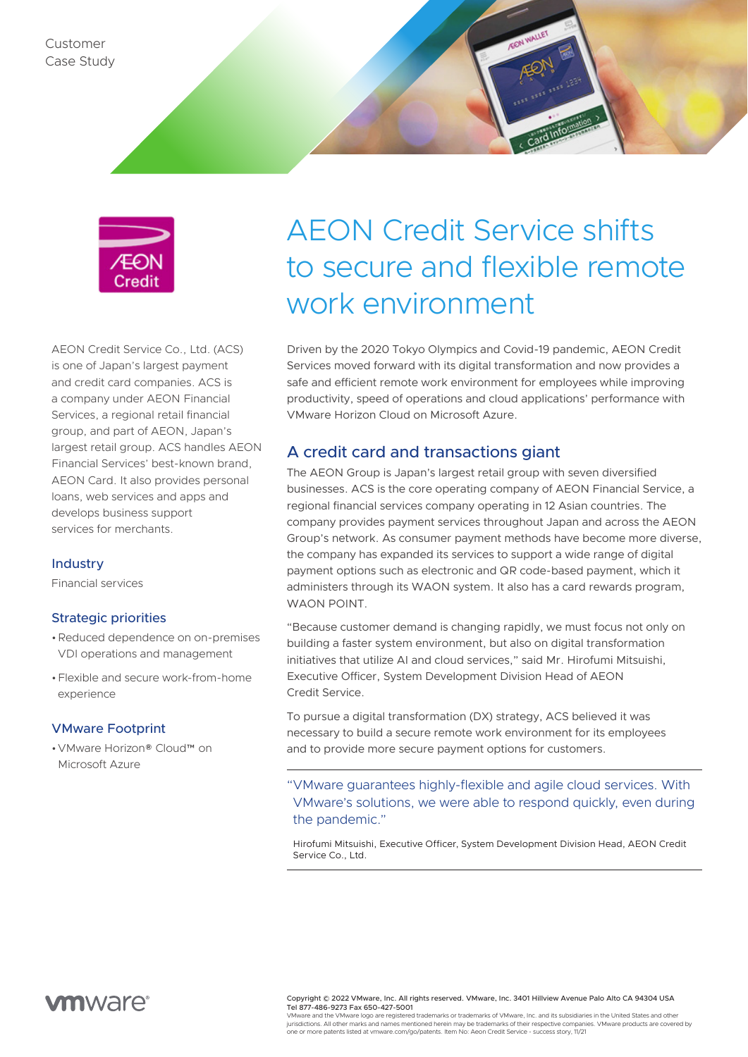Customer Case Study

# AEON Credit Service shifts to secure and flexible remote work environment

AEON Credit Service Co., Ltd. (ACS) is one of Japan's largest payment and credit card companies. ACS is a company under AEON Financial Services, a regional retail financial group, and part of AEON, Japan's largest retail group. ACS handles AEON Financial Services' best-known brand, AEON Card. It also provides personal loans, web services and apps and develops business support services for merchants.

### Industry

Financial services

### Strategic priorities

- Reduced dependence on on-premises VDI operations and management
- Flexible and secure work-from-home experience

### VMware Footprint

- VMware Horizon® Cloud™ on Microsoft Azure

Driven by the 2020 Tokyo Olympics and Covid-19 pandemic, AEON Credit Services moved forward with its digital transformation and now provides a safe and efficient remote work environment for employees while improving productivity, speed of operations and cloud applications' performance with VMware Horizon Cloud on Microsoft Azure.

## A credit card and transactions giant

The AEON Group is Japan's largest retail group with seven diversified businesses. ACS is the core operating company of AEON Financial Service, a regional financial services company operating in 12 Asian countries. The company provides payment services throughout Japan and across the AEON Group's network. As consumer payment methods have become more diverse, the company has expanded its services to support a wide range of digital payment options such as electronic and QR code-based payment, which it administers through its WAON system. It also has a card rewards program, WAON POINT.

"Because customer demand is changing rapidly, we must focus not only on building a faster system environment, but also on digital transformation initiatives that utilize AI and cloud services," said Mr. Hirofumi Mitsuishi, Executive Officer, System Development Division Head of AEON Credit Service.

To pursue a digital transformation (DX) strategy, ACS believed it was necessary to build a secure remote work environment for its employees and to provide more secure payment options for customers.

> "VMware guarantees highly-flexible and agile cloud services. With VMware's solutions, we were able to respond quickly, even during the pandemic."
>
> Hirofumi Mitsuishi, Executive Officer, System Development Division Head, AEON Credit Service Co., Ltd.

Copyright © 2022 VMware, Inc. All rights reserved. VMware, Inc. 3401 Hillview Avenue Palo Alto CA 94304 USA Tel 877-486-9273 Fax 650-427-5001
VMware and the VMware logo are registered trademarks or trademarks of VMware, Inc. and its subsidiaries in the United States and other jurisdictions. All other marks and names mentioned herein may be trademarks of their respective companies. VMware products are covered by one or more patents listed at vmware.com/go/patents. Item No: Aeon Credit Service - success story, 11/21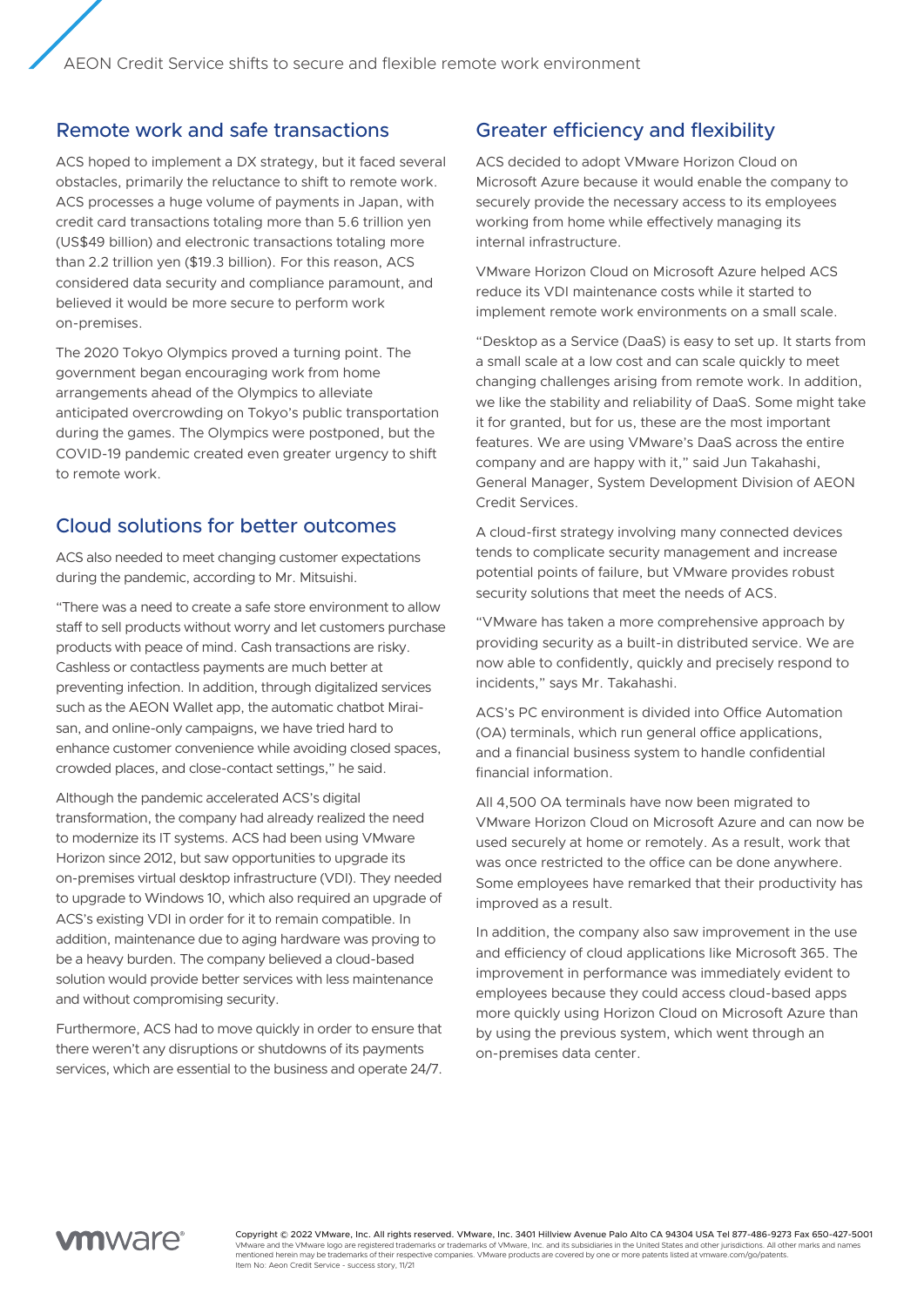## Remote work and safe transactions

ACS hoped to implement a DX strategy, but it faced several obstacles, primarily the reluctance to shift to remote work. ACS processes a huge volume of payments in Japan, with credit card transactions totaling more than 5.6 trillion yen (US$49 billion) and electronic transactions totaling more than 2.2 trillion yen ($19.3 billion). For this reason, ACS considered data security and compliance paramount, and believed it would be more secure to perform work on-premises.

The 2020 Tokyo Olympics proved a turning point. The government began encouraging work from home arrangements ahead of the Olympics to alleviate anticipated overcrowding on Tokyo's public transportation during the games. The Olympics were postponed, but the COVID-19 pandemic created even greater urgency to shift to remote work.

## Cloud solutions for better outcomes

ACS also needed to meet changing customer expectations during the pandemic, according to Mr. Mitsuishi.

"There was a need to create a safe store environment to allow staff to sell products without worry and let customers purchase products with peace of mind. Cash transactions are risky. Cashless or contactless payments are much better at preventing infection. In addition, through digitalized services such as the AEON Wallet app, the automatic chatbot Mirai-san, and online-only campaigns, we have tried hard to enhance customer convenience while avoiding closed spaces, crowded places, and close-contact settings," he said.

Although the pandemic accelerated ACS's digital transformation, the company had already realized the need to modernize its IT systems. ACS had been using VMware Horizon since 2012, but saw opportunities to upgrade its on-premises virtual desktop infrastructure (VDI). They needed to upgrade to Windows 10, which also required an upgrade of ACS's existing VDI in order for it to remain compatible. In addition, maintenance due to aging hardware was proving to be a heavy burden. The company believed a cloud-based solution would provide better services with less maintenance and without compromising security.

Furthermore, ACS had to move quickly in order to ensure that there weren't any disruptions or shutdowns of its payments services, which are essential to the business and operate 24/7.

## Greater efficiency and flexibility

ACS decided to adopt VMware Horizon Cloud on Microsoft Azure because it would enable the company to securely provide the necessary access to its employees working from home while effectively managing its internal infrastructure.

VMware Horizon Cloud on Microsoft Azure helped ACS reduce its VDI maintenance costs while it started to implement remote work environments on a small scale.

"Desktop as a Service (DaaS) is easy to set up. It starts from a small scale at a low cost and can scale quickly to meet changing challenges arising from remote work. In addition, we like the stability and reliability of DaaS. Some might take it for granted, but for us, these are the most important features. We are using VMware's DaaS across the entire company and are happy with it," said Jun Takahashi, General Manager, System Development Division of AEON Credit Services.

A cloud-first strategy involving many connected devices tends to complicate security management and increase potential points of failure, but VMware provides robust security solutions that meet the needs of ACS.

"VMware has taken a more comprehensive approach by providing security as a built-in distributed service. We are now able to confidently, quickly and precisely respond to incidents," says Mr. Takahashi.

ACS's PC environment is divided into Office Automation (OA) terminals, which run general office applications, and a financial business system to handle confidential financial information.

All 4,500 OA terminals have now been migrated to VMware Horizon Cloud on Microsoft Azure and can now be used securely at home or remotely. As a result, work that was once restricted to the office can be done anywhere. Some employees have remarked that their productivity has improved as a result.

In addition, the company also saw improvement in the use and efficiency of cloud applications like Microsoft 365. The improvement in performance was immediately evident to employees because they could access cloud-based apps more quickly using Horizon Cloud on Microsoft Azure than by using the previous system, which went through an on-premises data center.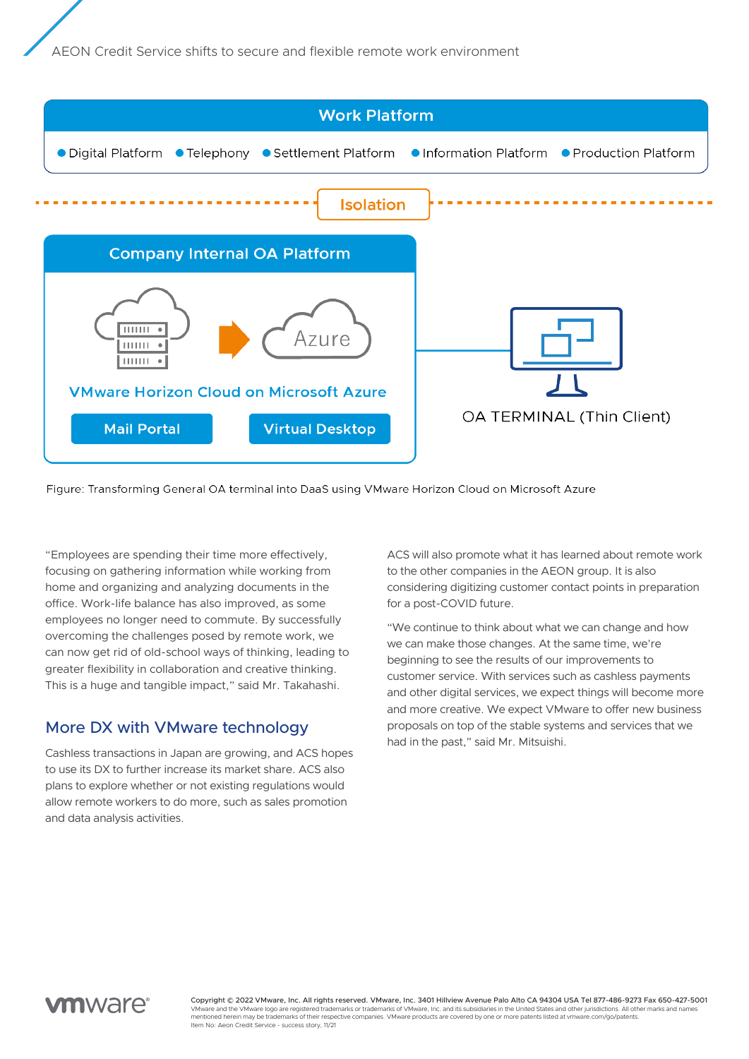Work Platform

- Digital Platform
- Telephony
- Settlement Platform
- Information Platform
- Production Platform

Isolation

Company Internal OA Platform

Azure

VMware Horizon Cloud on Microsoft Azure

Mail Portal

Virtual Desktop

OA TERMINAL (Thin Client)

Figure: Transforming General OA terminal into DaaS using VMware Horizon Cloud on Microsoft Azure

"Employees are spending their time more effectively, focusing on gathering information while working from home and organizing and analyzing documents in the office. Work-life balance has also improved, as some employees no longer need to commute. By successfully overcoming the challenges posed by remote work, we can now get rid of old-school ways of thinking, leading to greater flexibility in collaboration and creative thinking. This is a huge and tangible impact," said Mr. Takahashi.

## More DX with VMware technology

Cashless transactions in Japan are growing, and ACS hopes to use its DX to further increase its market share. ACS also plans to explore whether or not existing regulations would allow remote workers to do more, such as sales promotion and data analysis activities.

ACS will also promote what it has learned about remote work to the other companies in the AEON group. It is also considering digitizing customer contact points in preparation for a post-COVID future.

"We continue to think about what we can change and how we can make those changes. At the same time, we're beginning to see the results of our improvements to customer service. With services such as cashless payments and other digital services, we expect things will become more and more creative. We expect VMware to offer new business proposals on top of the stable systems and services that we had in the past," said Mr. Mitsuishi.

vmware®

Copyright © 2022 VMware, Inc. All rights reserved. VMware, Inc. 3401 Hillview Avenue Palo Alto CA 94304 USA Tel 877-486-9273 Fax 650-427-5001
VMware and the VMware logo are registered trademarks or trademarks of VMware, Inc. and its subsidiaries in the United States and other jurisdictions. All other marks and names mentioned herein may be trademarks of their respective companies. VMware products are covered by one or more patents listed at vmware.com/go/patents.
Item No: Aeon Credit Service - success story, 11/21